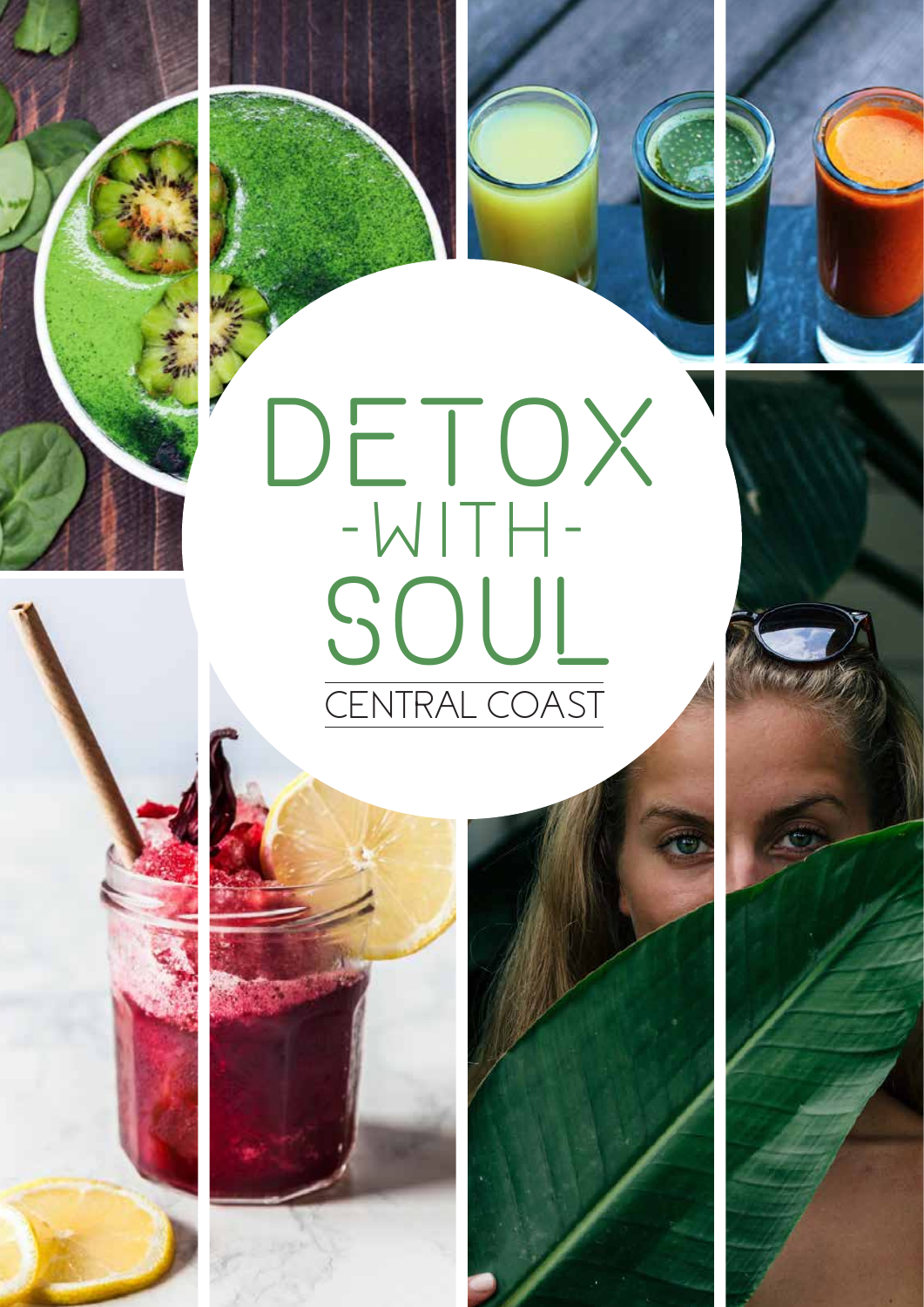# DETOX -WITH- SOUL

CENTRAL COAST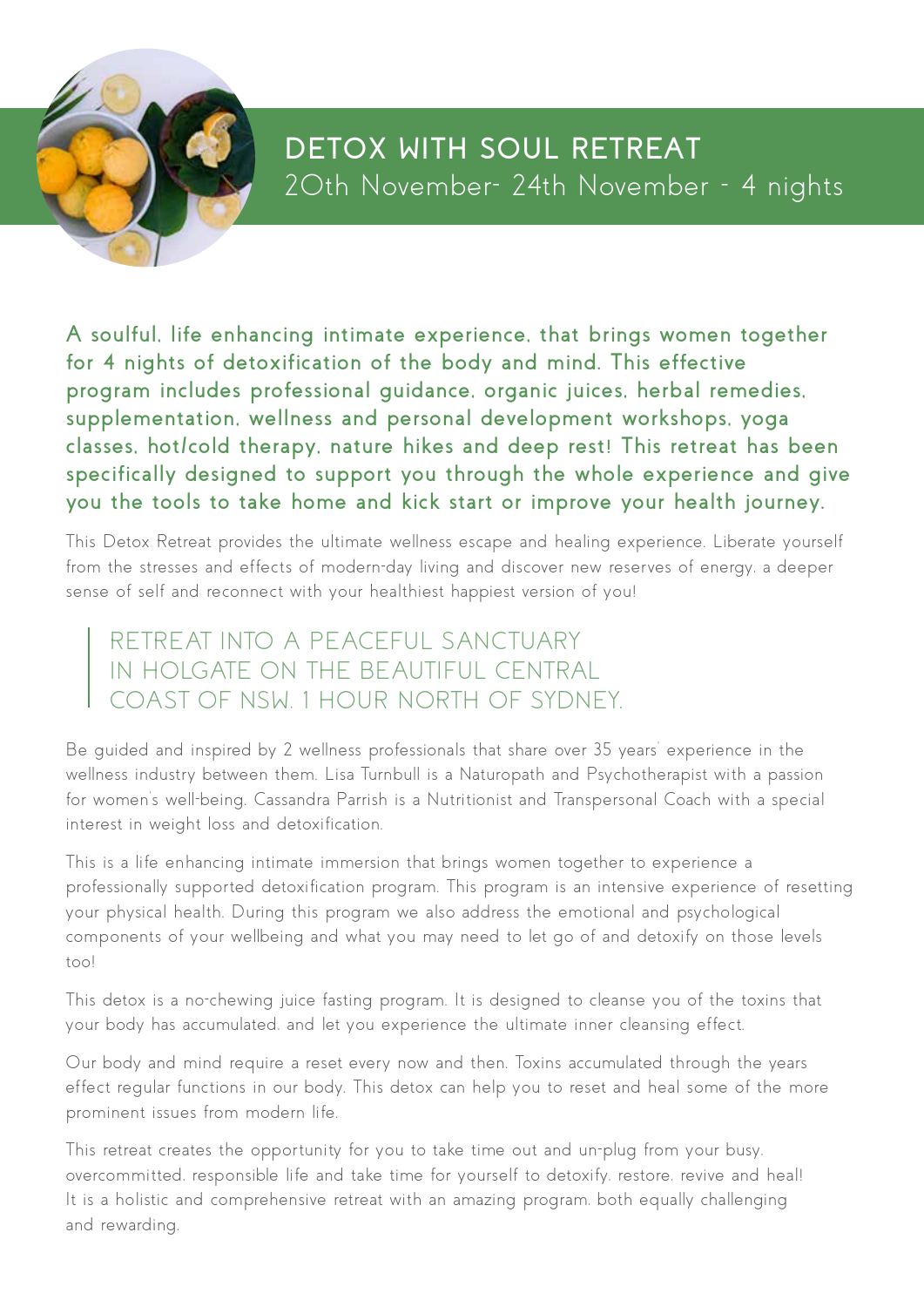# DETOX WITH SOUL RETREAT

20th November- 24th November - 4 nights

**A soulful, life enhancing intimate experience, that brings women together for 4 nights of detoxification of the body and mind. This effective program includes professional guidance, organic juices, herbal remedies, supplementation, wellness and personal development workshops, yoga classes, hot/cold therapy, nature hikes and deep rest! This retreat has been specifically designed to support you through the whole experience and give you the tools to take home and kick start or improve your health journey.**

This Detox Retreat provides the ultimate wellness escape and healing experience. Liberate yourself from the stresses and effects of modern-day living and discover new reserves of energy, a deeper sense of self and reconnect with your healthiest happiest version of you!

> RETREAT INTO A PEACEFUL SANCTUARY IN HOLGATE ON THE BEAUTIFUL CENTRAL COAST OF NSW, 1 HOUR NORTH OF SYDNEY.

Be guided and inspired by 2 wellness professionals that share over 35 years' experience in the wellness industry between them. Lisa Turnbull is a Naturopath and Psychotherapist with a passion for women's well-being. Cassandra Parrish is a Nutritionist and Transpersonal Coach with a special interest in weight loss and detoxification.

This is a life enhancing intimate immersion that brings women together to experience a professionally supported detoxification program. This program is an intensive experience of resetting your physical health. During this program we also address the emotional and psychological components of your wellbeing and what you may need to let go of and detoxify on those levels too!

This detox is a no-chewing juice fasting program. It is designed to cleanse you of the toxins that your body has accumulated, and let you experience the ultimate inner cleansing effect.

Our body and mind require a reset every now and then. Toxins accumulated through the years effect regular functions in our body. This detox can help you to reset and heal some of the more prominent issues from modern life.

This retreat creates the opportunity for you to take time out and un-plug from your busy, overcommitted, responsible life and take time for yourself to detoxify, restore, revive and heal! It is a holistic and comprehensive retreat with an amazing program, both equally challenging and rewarding.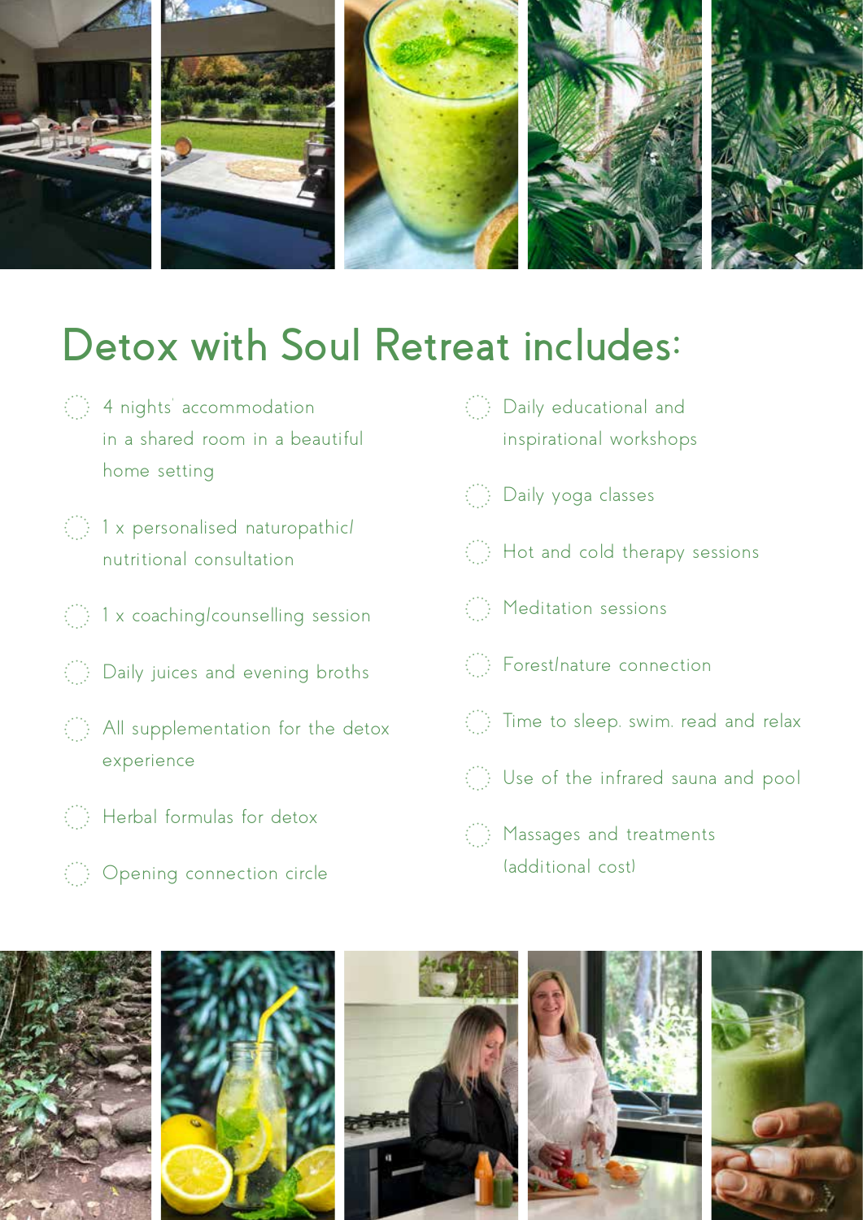# Detox with Soul Retreat includes:

- 4 nights' accommodation in a shared room in a beautiful home setting
- 1 x personalised naturopathic/nutritional consultation
- 1 x coaching/counselling session
- Daily juices and evening broths
- All supplementation for the detox experience
- Herbal formulas for detox
- Opening connection circle
- Daily educational and inspirational workshops
- Daily yoga classes
- Hot and cold therapy sessions
- Meditation sessions
- Forest/nature connection
- Time to sleep, swim, read and relax
- Use of the infrared sauna and pool
- Massages and treatments (additional cost)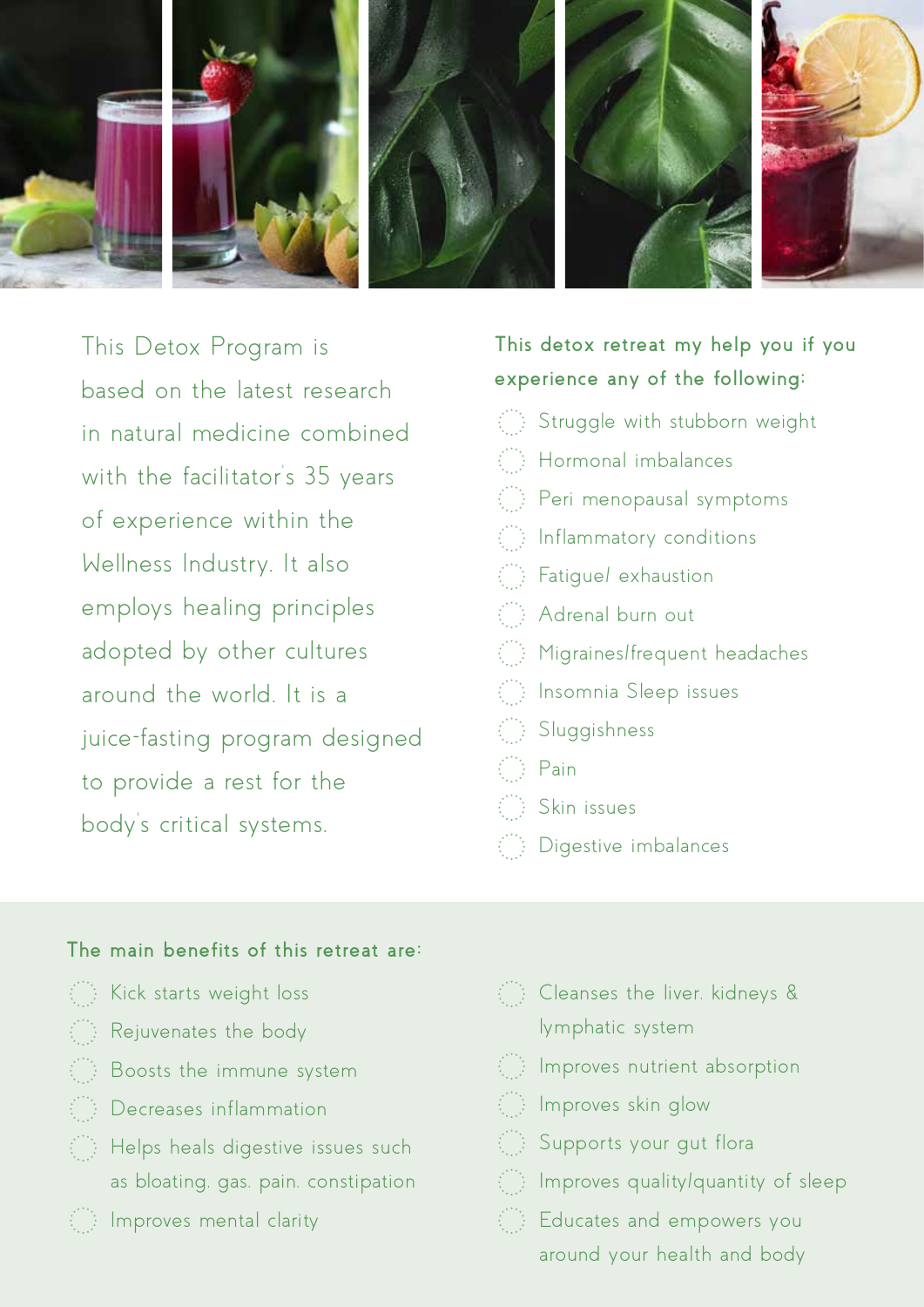This Detox Program is based on the latest research in natural medicine combined with the facilitator's 35 years of experience within the Wellness Industry. It also employs healing principles adopted by other cultures around the world. It is a juice-fasting program designed to provide a rest for the body's critical systems.

**This detox retreat my help you if you experience any of the following:**

- Struggle with stubborn weight
- Hormonal imbalances
- Peri menopausal symptoms
- Inflammatory conditions
- Fatigue/ exhaustion
- Adrenal burn out
- Migraines/frequent headaches
- Insomnia Sleep issues
- Sluggishness
- Pain
- Skin issues
- Digestive imbalances

**The main benefits of this retreat are:**

- Kick starts weight loss
- Rejuvenates the body
- Boosts the immune system
- Decreases inflammation
- Helps heals digestive issues such as bloating, gas, pain, constipation
- Improves mental clarity
- Cleanses the liver, kidneys & lymphatic system
- Improves nutrient absorption
- Improves skin glow
- Supports your gut flora
- Improves quality/quantity of sleep
- Educates and empowers you around your health and body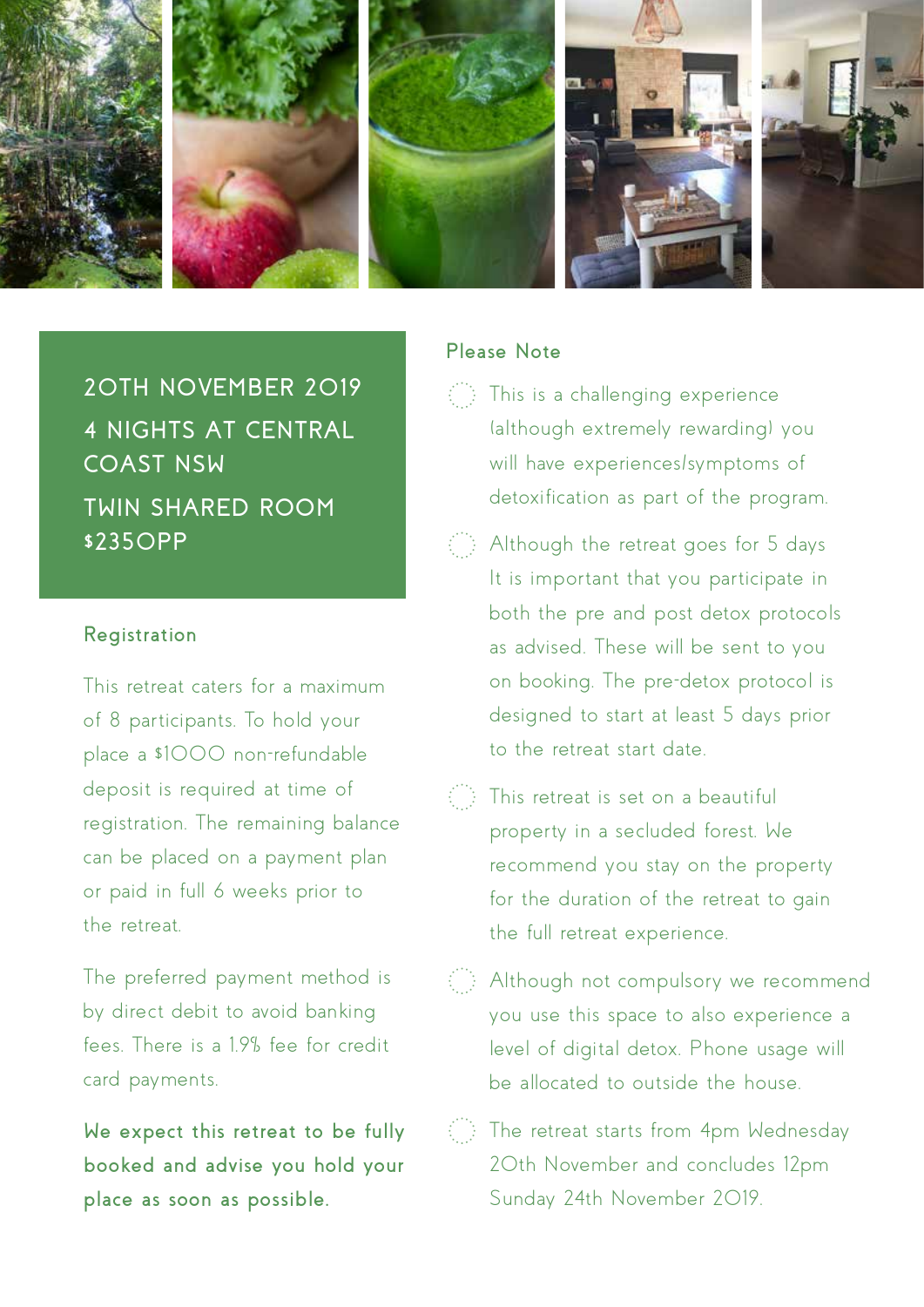**20TH NOVEMBER 2019**

**4 NIGHTS AT CENTRAL COAST NSW**

**TWIN SHARED ROOM $2350PP**

## Registration

This retreat caters for a maximum of 8 participants. To hold your place a $1000 non-refundable deposit is required at time of registration. The remaining balance can be placed on a payment plan or paid in full 6 weeks prior to the retreat.

The preferred payment method is by direct debit to avoid banking fees. There is a 1.9% fee for credit card payments.

**We expect this retreat to be fully booked and advise you hold your place as soon as possible.**

## Please Note

- This is a challenging experience (although extremely rewarding) you will have experiences/symptoms of detoxification as part of the program.
- Although the retreat goes for 5 days It is important that you participate in both the pre and post detox protocols as advised. These will be sent to you on booking. The pre-detox protocol is designed to start at least 5 days prior to the retreat start date.
- This retreat is set on a beautiful property in a secluded forest. We recommend you stay on the property for the duration of the retreat to gain the full retreat experience.
- Although not compulsory we recommend you use this space to also experience a level of digital detox. Phone usage will be allocated to outside the house.
- The retreat starts from 4pm Wednesday 20th November and concludes 12pm Sunday 24th November 2019.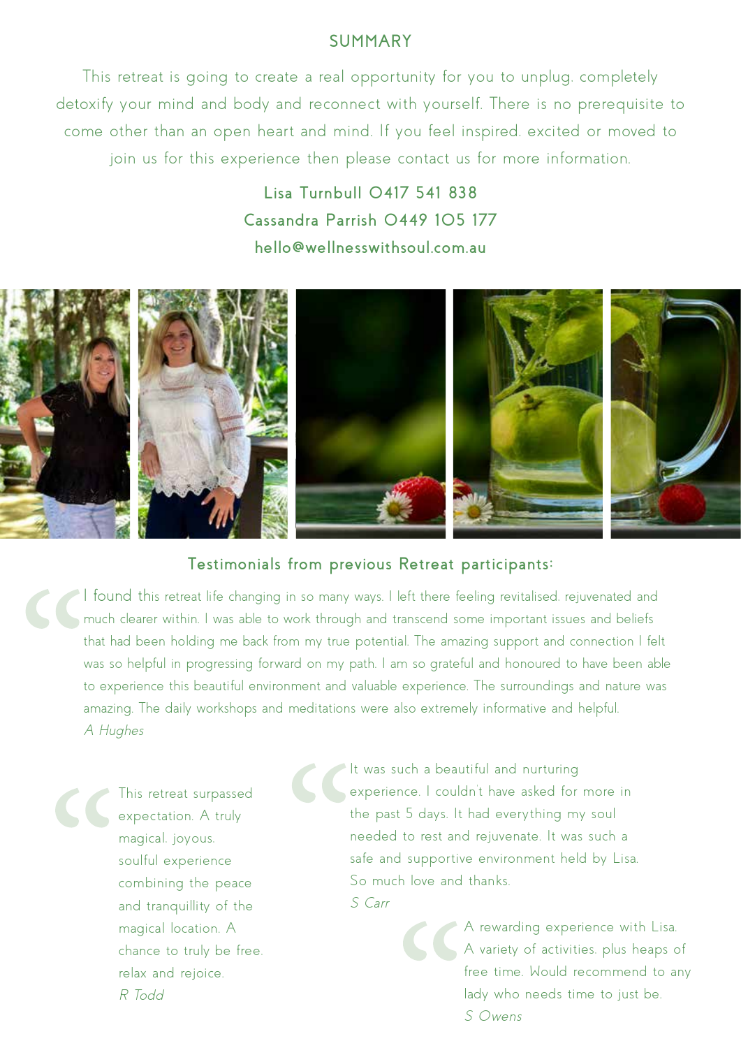## SUMMARY

This retreat is going to create a real opportunity for you to unplug. completely detoxify your mind and body and reconnect with yourself. There is no prerequisite to come other than an open heart and mind. If you feel inspired. excited or moved to join us for this experience then please contact us for more information.

Lisa Turnbull 0417 541 838
Cassandra Parrish 0449 105 177
hello@wellnesswithsoul.com.au

### Testimonials from previous Retreat participants:

> I found this retreat life changing in so many ways. I left there feeling revitalised. rejuvenated and much clearer within. I was able to work through and transcend some important issues and beliefs that had been holding me back from my true potential. The amazing support and connection I felt was so helpful in progressing forward on my path. I am so grateful and honoured to have been able to experience this beautiful environment and valuable experience. The surroundings and nature was amazing. The daily workshops and meditations were also extremely informative and helpful.
>
> *A Hughes*

> This retreat surpassed expectation. A truly magical. joyous. soulful experience combining the peace and tranquillity of the magical location. A chance to truly be free. relax and rejoice.
>
> *R Todd*

> It was such a beautiful and nurturing experience. I couldn't have asked for more in the past 5 days. It had everything my soul needed to rest and rejuvenate. It was such a safe and supportive environment held by Lisa. So much love and thanks.
>
> *S Carr*

> A rewarding experience with Lisa. A variety of activities. plus heaps of free time. Would recommend to any lady who needs time to just be.
>
> *S Owens*